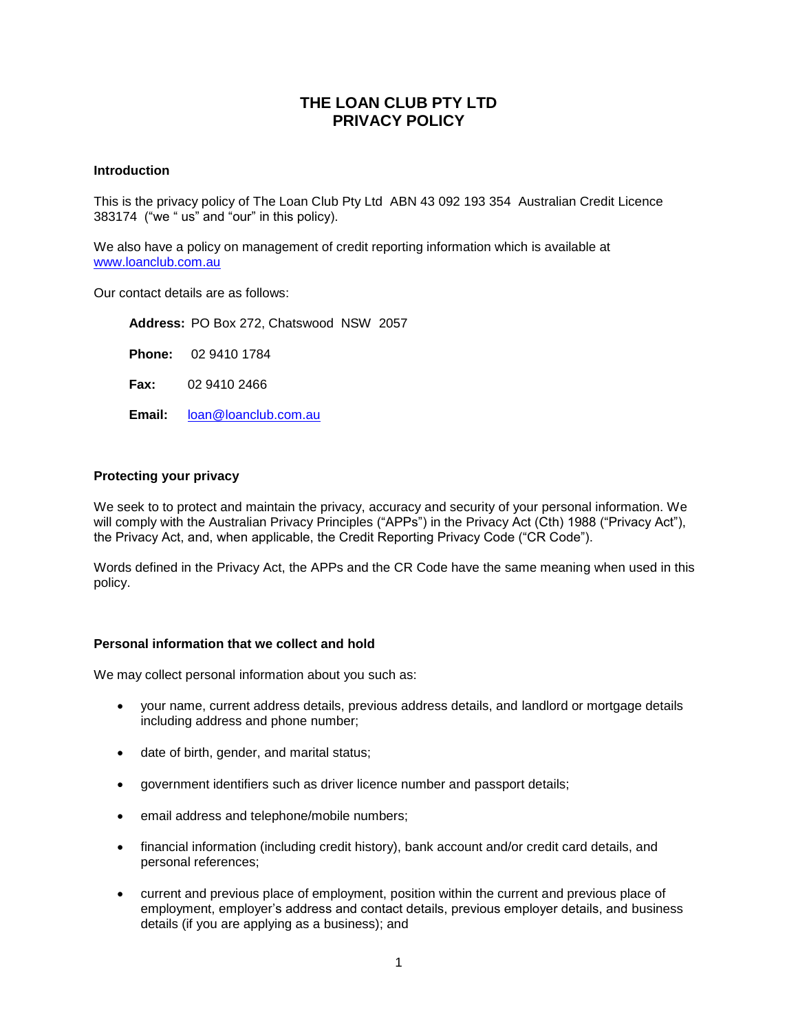# THE LOAN CLUB PTY LTD
# PRIVACY POLICY

## Introduction

This is the privacy policy of The Loan Club Pty Ltd ABN 43 092 193 354 Australian Credit Licence 383174 ("we " us" and "our" in this policy).

We also have a policy on management of credit reporting information which is available at www.loanclub.com.au

Our contact details are as follows:

**Address:** PO Box 272, Chatswood NSW 2057

**Phone:** 02 9410 1784

**Fax:** 02 9410 2466

**Email:** loan@loanclub.com.au

## Protecting your privacy

We seek to to protect and maintain the privacy, accuracy and security of your personal information. We will comply with the Australian Privacy Principles ("APPs") in the Privacy Act (Cth) 1988 ("Privacy Act"), the Privacy Act, and, when applicable, the Credit Reporting Privacy Code ("CR Code").

Words defined in the Privacy Act, the APPs and the CR Code have the same meaning when used in this policy.

## Personal information that we collect and hold

We may collect personal information about you such as:

- your name, current address details, previous address details, and landlord or mortgage details including address and phone number;
- date of birth, gender, and marital status;
- government identifiers such as driver licence number and passport details;
- email address and telephone/mobile numbers;
- financial information (including credit history), bank account and/or credit card details, and personal references;
- current and previous place of employment, position within the current and previous place of employment, employer's address and contact details, previous employer details, and business details (if you are applying as a business); and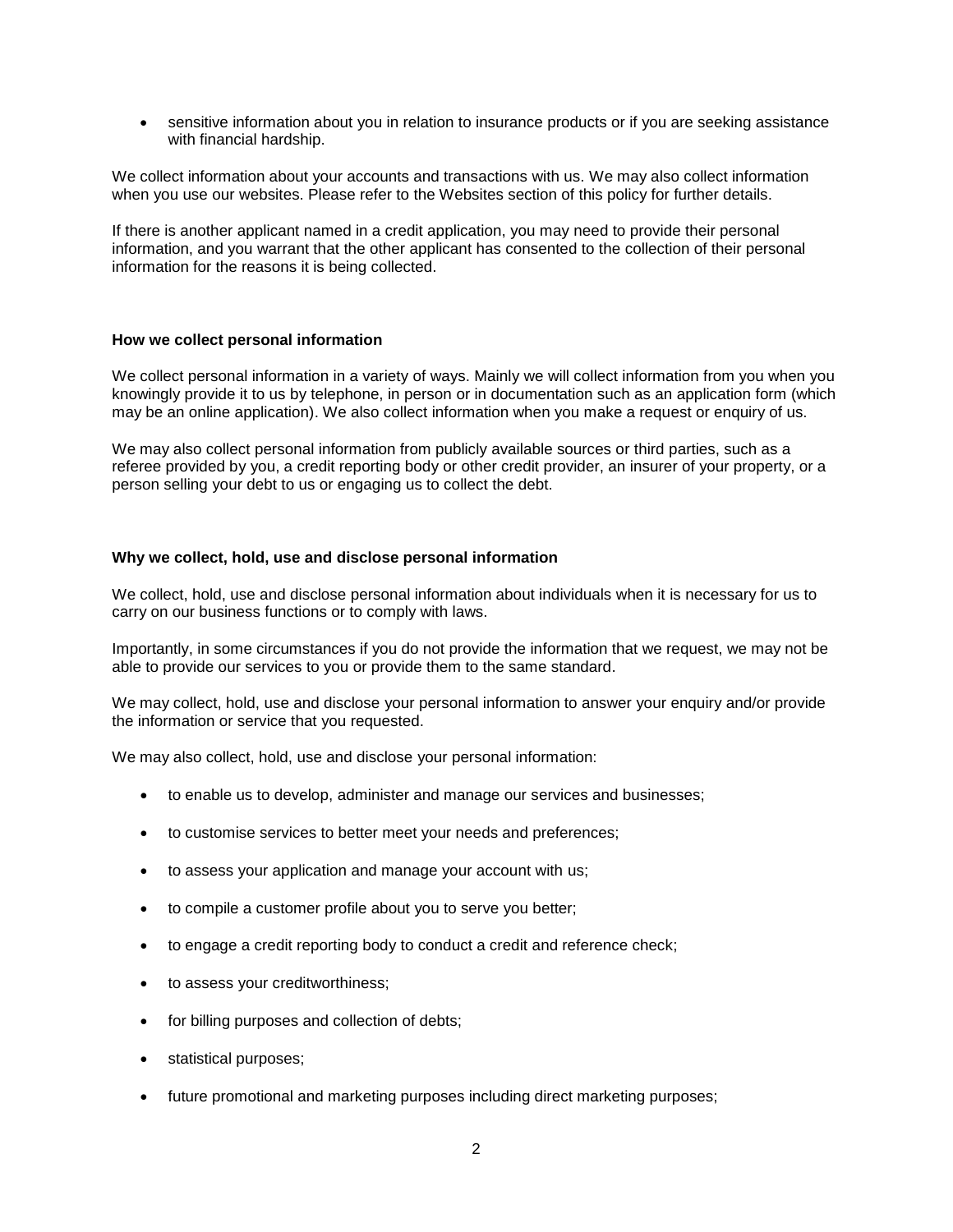- sensitive information about you in relation to insurance products or if you are seeking assistance with financial hardship.

We collect information about your accounts and transactions with us. We may also collect information when you use our websites. Please refer to the Websites section of this policy for further details.

If there is another applicant named in a credit application, you may need to provide their personal information, and you warrant that the other applicant has consented to the collection of their personal information for the reasons it is being collected.

**How we collect personal information**

We collect personal information in a variety of ways. Mainly we will collect information from you when you knowingly provide it to us by telephone, in person or in documentation such as an application form (which may be an online application). We also collect information when you make a request or enquiry of us.

We may also collect personal information from publicly available sources or third parties, such as a referee provided by you, a credit reporting body or other credit provider, an insurer of your property, or a person selling your debt to us or engaging us to collect the debt.

**Why we collect, hold, use and disclose personal information**

We collect, hold, use and disclose personal information about individuals when it is necessary for us to carry on our business functions or to comply with laws.

Importantly, in some circumstances if you do not provide the information that we request, we may not be able to provide our services to you or provide them to the same standard.

We may collect, hold, use and disclose your personal information to answer your enquiry and/or provide the information or service that you requested.

We may also collect, hold, use and disclose your personal information:

- to enable us to develop, administer and manage our services and businesses;
- to customise services to better meet your needs and preferences;
- to assess your application and manage your account with us;
- to compile a customer profile about you to serve you better;
- to engage a credit reporting body to conduct a credit and reference check;
- to assess your creditworthiness;
- for billing purposes and collection of debts;
- statistical purposes;
- future promotional and marketing purposes including direct marketing purposes;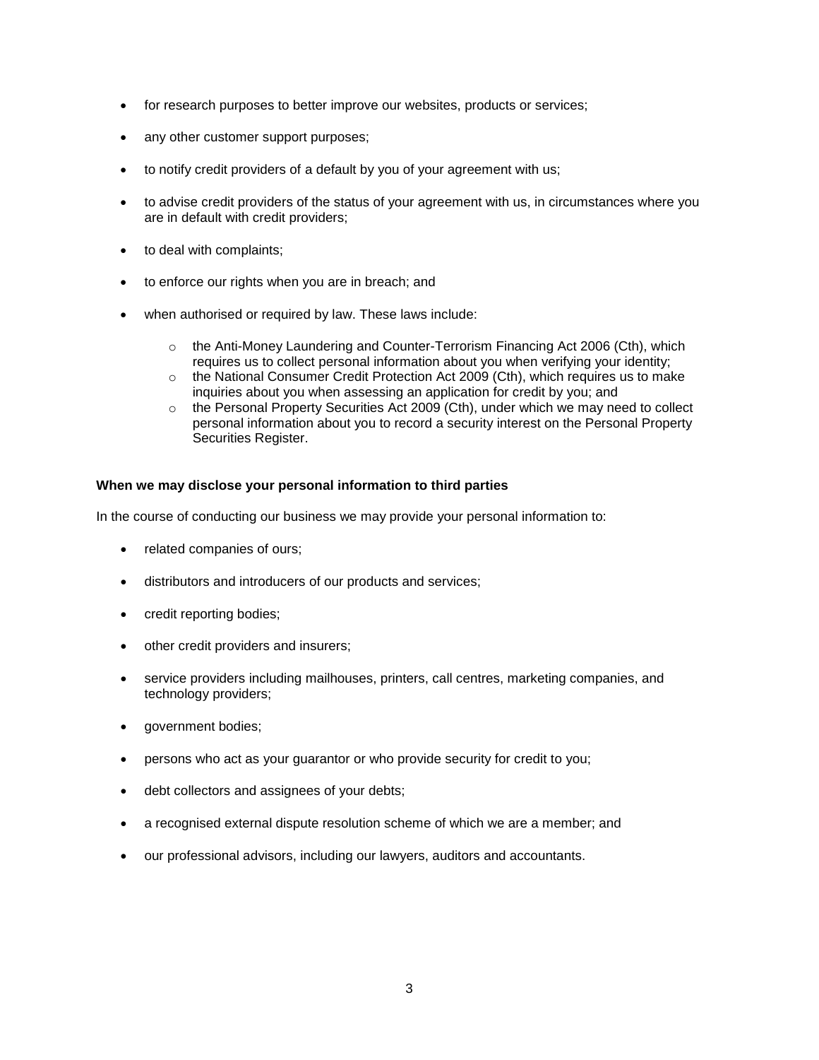- for research purposes to better improve our websites, products or services;
- any other customer support purposes;
- to notify credit providers of a default by you of your agreement with us;
- to advise credit providers of the status of your agreement with us, in circumstances where you are in default with credit providers;
- to deal with complaints;
- to enforce our rights when you are in breach; and
- when authorised or required by law. These laws include:
    - the Anti-Money Laundering and Counter-Terrorism Financing Act 2006 (Cth), which requires us to collect personal information about you when verifying your identity;
    - the National Consumer Credit Protection Act 2009 (Cth), which requires us to make inquiries about you when assessing an application for credit by you; and
    - the Personal Property Securities Act 2009 (Cth), under which we may need to collect personal information about you to record a security interest on the Personal Property Securities Register.

**When we may disclose your personal information to third parties**

In the course of conducting our business we may provide your personal information to:

- related companies of ours;
- distributors and introducers of our products and services;
- credit reporting bodies;
- other credit providers and insurers;
- service providers including mailhouses, printers, call centres, marketing companies, and technology providers;
- government bodies;
- persons who act as your guarantor or who provide security for credit to you;
- debt collectors and assignees of your debts;
- a recognised external dispute resolution scheme of which we are a member; and
- our professional advisors, including our lawyers, auditors and accountants.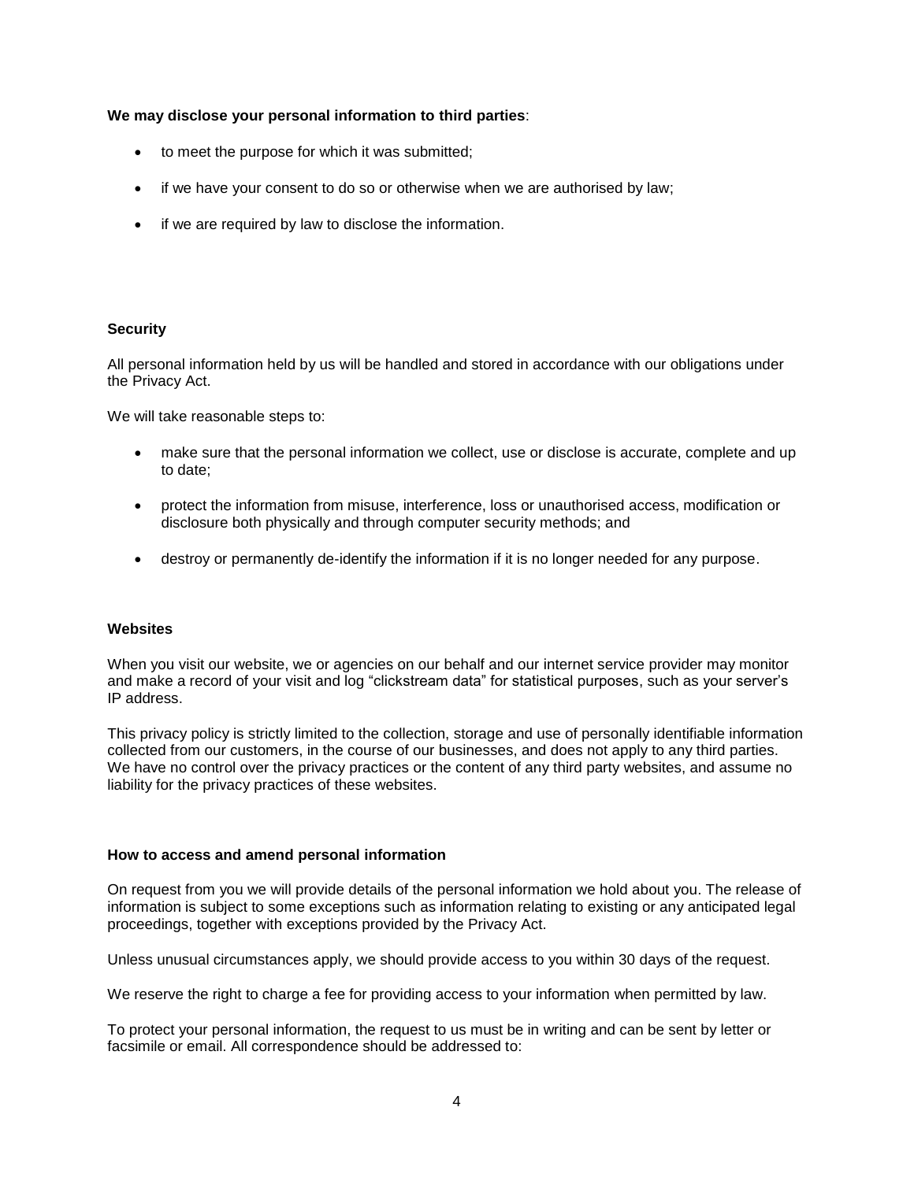**We may disclose your personal information to third parties**:

- to meet the purpose for which it was submitted;
- if we have your consent to do so or otherwise when we are authorised by law;
- if we are required by law to disclose the information.

**Security**

All personal information held by us will be handled and stored in accordance with our obligations under the Privacy Act.

We will take reasonable steps to:

- make sure that the personal information we collect, use or disclose is accurate, complete and up to date;
- protect the information from misuse, interference, loss or unauthorised access, modification or disclosure both physically and through computer security methods; and
- destroy or permanently de-identify the information if it is no longer needed for any purpose.

**Websites**

When you visit our website, we or agencies on our behalf and our internet service provider may monitor and make a record of your visit and log "clickstream data" for statistical purposes, such as your server's IP address.

This privacy policy is strictly limited to the collection, storage and use of personally identifiable information collected from our customers, in the course of our businesses, and does not apply to any third parties. We have no control over the privacy practices or the content of any third party websites, and assume no liability for the privacy practices of these websites.

**How to access and amend personal information**

On request from you we will provide details of the personal information we hold about you. The release of information is subject to some exceptions such as information relating to existing or any anticipated legal proceedings, together with exceptions provided by the Privacy Act.

Unless unusual circumstances apply, we should provide access to you within 30 days of the request.

We reserve the right to charge a fee for providing access to your information when permitted by law.

To protect your personal information, the request to us must be in writing and can be sent by letter or facsimile or email. All correspondence should be addressed to: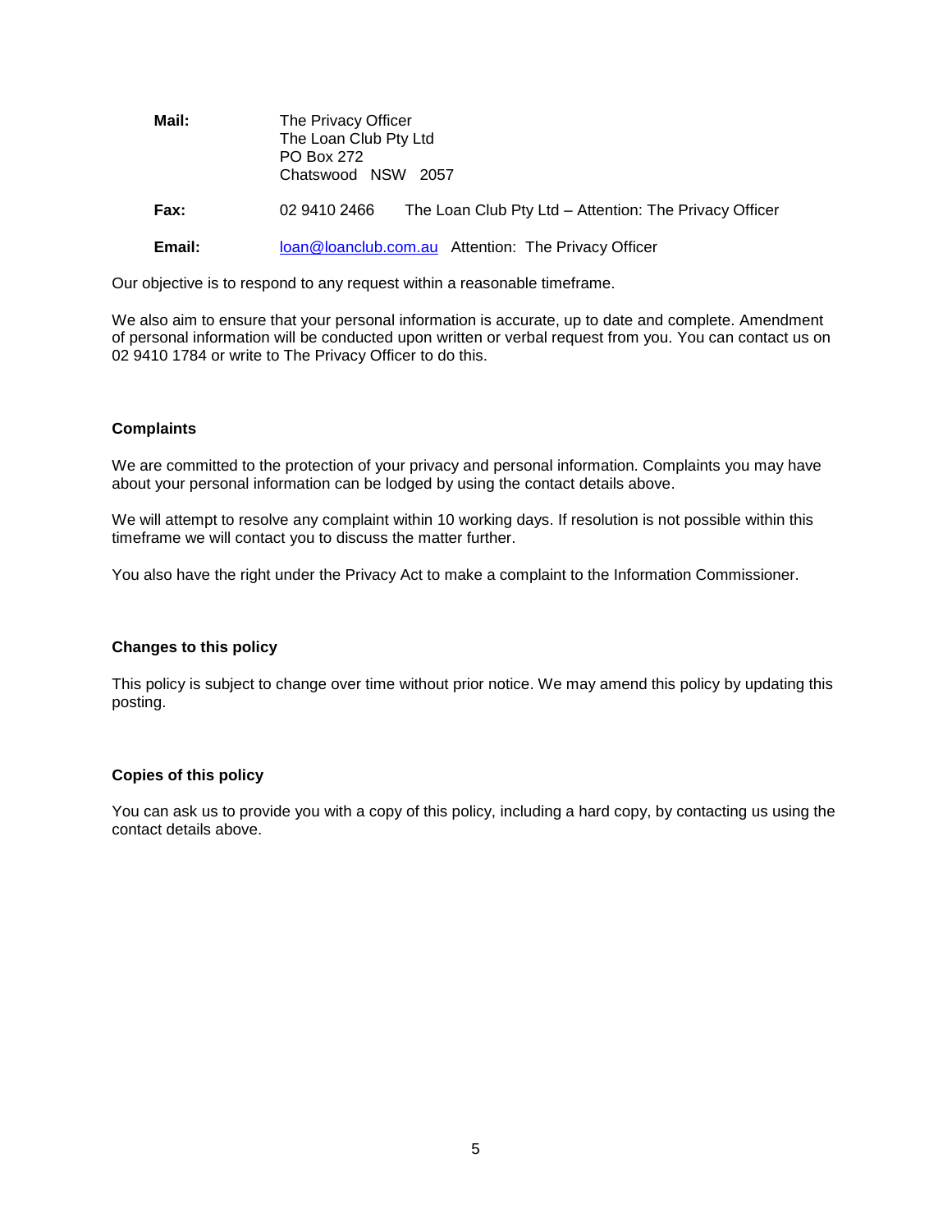| | |
|---|---|
| **Mail:** | The Privacy Officer<br>The Loan Club Pty Ltd<br>PO Box 272<br>Chatswood NSW 2057 |
| **Fax:** | 02 9410 2466 The Loan Club Pty Ltd – Attention: The Privacy Officer |
| **Email:** | loan@loanclub.com.au Attention: The Privacy Officer |

Our objective is to respond to any request within a reasonable timeframe.

We also aim to ensure that your personal information is accurate, up to date and complete. Amendment of personal information will be conducted upon written or verbal request from you. You can contact us on 02 9410 1784 or write to The Privacy Officer to do this.

**Complaints**

We are committed to the protection of your privacy and personal information. Complaints you may have about your personal information can be lodged by using the contact details above.

We will attempt to resolve any complaint within 10 working days. If resolution is not possible within this timeframe we will contact you to discuss the matter further.

You also have the right under the Privacy Act to make a complaint to the Information Commissioner.

**Changes to this policy**

This policy is subject to change over time without prior notice. We may amend this policy by updating this posting.

**Copies of this policy**

You can ask us to provide you with a copy of this policy, including a hard copy, by contacting us using the contact details above.